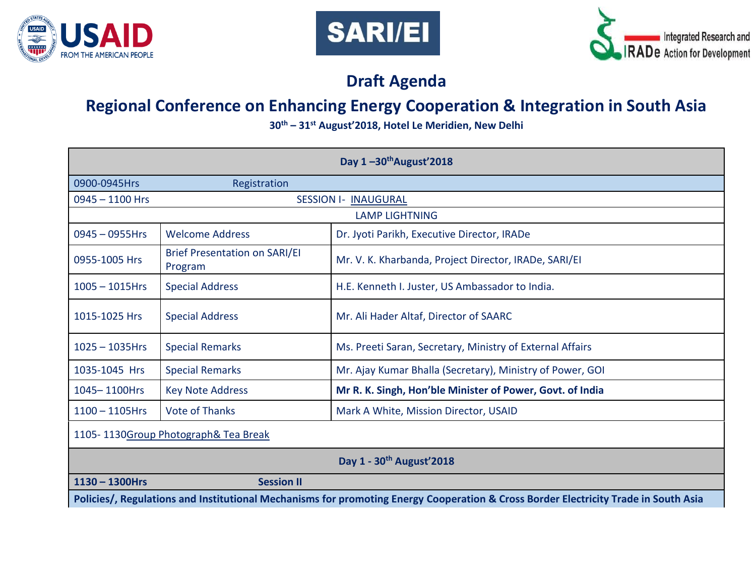## Draft Agenda

## Regional Conference on Enhancing Energy Cooperation & Integration in South Asia

**30th – 31st August'2018, Hotel Le Meridien, New Delhi**

| Day 1 –30th August'2018 | | |
|---|---|---|
| 0900-0945Hrs | Registration | |
| 0945 – 1100 Hrs | SESSION I- INAUGURAL | |
| | LAMP LIGHTNING | |
| 0945 – 0955Hrs | Welcome Address | Dr. Jyoti Parikh, Executive Director, IRADe |
| 0955-1005 Hrs | Brief Presentation on SARI/EI Program | Mr. V. K. Kharbanda, Project Director, IRADe, SARI/EI |
| 1005 – 1015Hrs | Special Address | H.E. Kenneth I. Juster, US Ambassador to India. |
| 1015-1025 Hrs | Special Address | Mr. Ali Hader Altaf, Director of SAARC |
| 1025 – 1035Hrs | Special Remarks | Ms. Preeti Saran, Secretary, Ministry of External Affairs |
| 1035-1045 Hrs | Special Remarks | Mr. Ajay Kumar Bhalla (Secretary), Ministry of Power, GOI |
| 1045– 1100Hrs | Key Note Address | **Mr R. K. Singh, Hon'ble Minister of Power, Govt. of India** |
| 1100 – 1105Hrs | Vote of Thanks | Mark A White, Mission Director, USAID |
| 1105- 1130Group Photograph& Tea Break | | |
| **Day 1 - 30th August'2018** | | |
| **1130 – 1300Hrs** | **Session II** | |
| **Policies/, Regulations and Institutional Mechanisms for promoting Energy Cooperation & Cross Border Electricity Trade in South Asia** | | |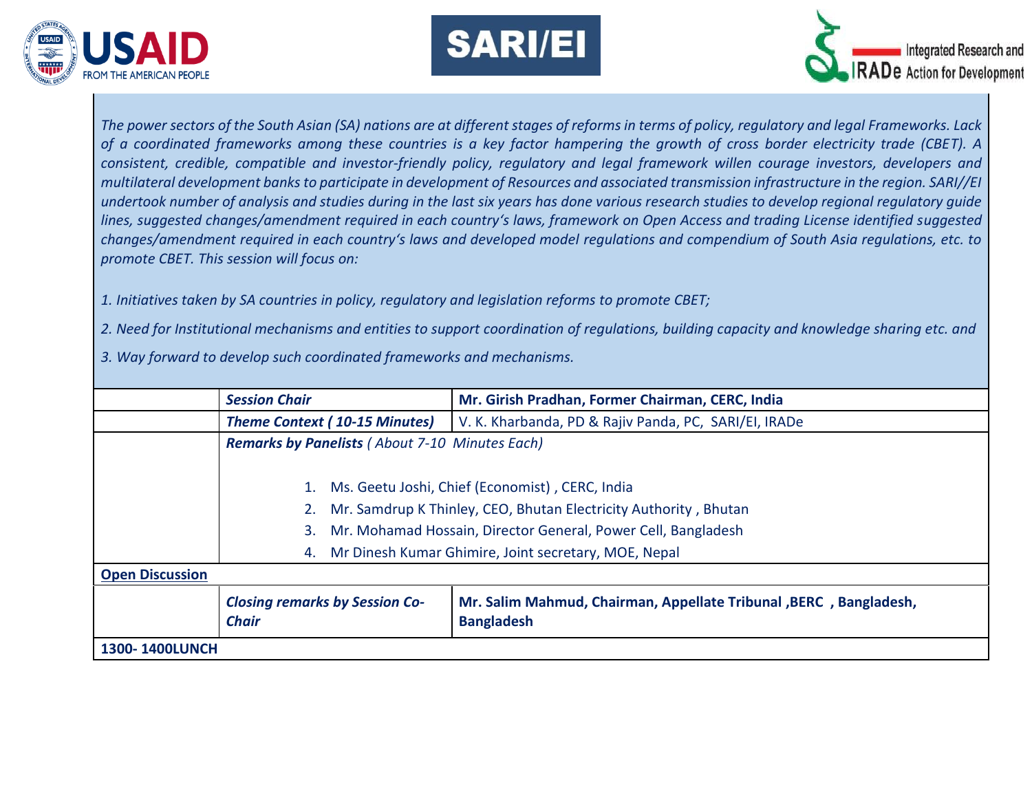*The power sectors of the South Asian (SA) nations are at different stages of reforms in terms of policy, regulatory and legal Frameworks. Lack of a coordinated frameworks among these countries is a key factor hampering the growth of cross border electricity trade (CBET). A consistent, credible, compatible and investor-friendly policy, regulatory and legal framework willen courage investors, developers and multilateral development banks to participate in development of Resources and associated transmission infrastructure in the region. SARI//EI undertook number of analysis and studies during in the last six years has done various research studies to develop regional regulatory guide lines, suggested changes/amendment required in each country's laws, framework on Open Access and trading License identified suggested changes/amendment required in each country's laws and developed model regulations and compendium of South Asia regulations, etc. to promote CBET. This session will focus on:*

*1. Initiatives taken by SA countries in policy, regulatory and legislation reforms to promote CBET;*

*2. Need for Institutional mechanisms and entities to support coordination of regulations, building capacity and knowledge sharing etc. and*

*3. Way forward to develop such coordinated frameworks and mechanisms.*

| | | |
|---|---|---|
| | ***Session Chair*** | **Mr. Girish Pradhan, Former Chairman, CERC, India** |
| | ***Theme Context ( 10-15 Minutes)*** | V. K. Kharbanda, PD & Rajiv Panda, PC, SARI/EI, IRADe |
| | ***Remarks by Panelists*** *( About 7-10 Minutes Each)*<br><br>1. Ms. Geetu Joshi, Chief (Economist) , CERC, India<br>2. Mr. Samdrup K Thinley, CEO, Bhutan Electricity Authority , Bhutan<br>3. Mr. Mohamad Hossain, Director General, Power Cell, Bangladesh<br>4. Mr Dinesh Kumar Ghimire, Joint secretary, MOE, Nepal | |
| **Open Discussion** | | |
| | ***Closing remarks by Session Co-Chair*** | **Mr. Salim Mahmud, Chairman, Appellate Tribunal ,BERC , Bangladesh, Bangladesh** |
| **1300- 1400LUNCH** | | |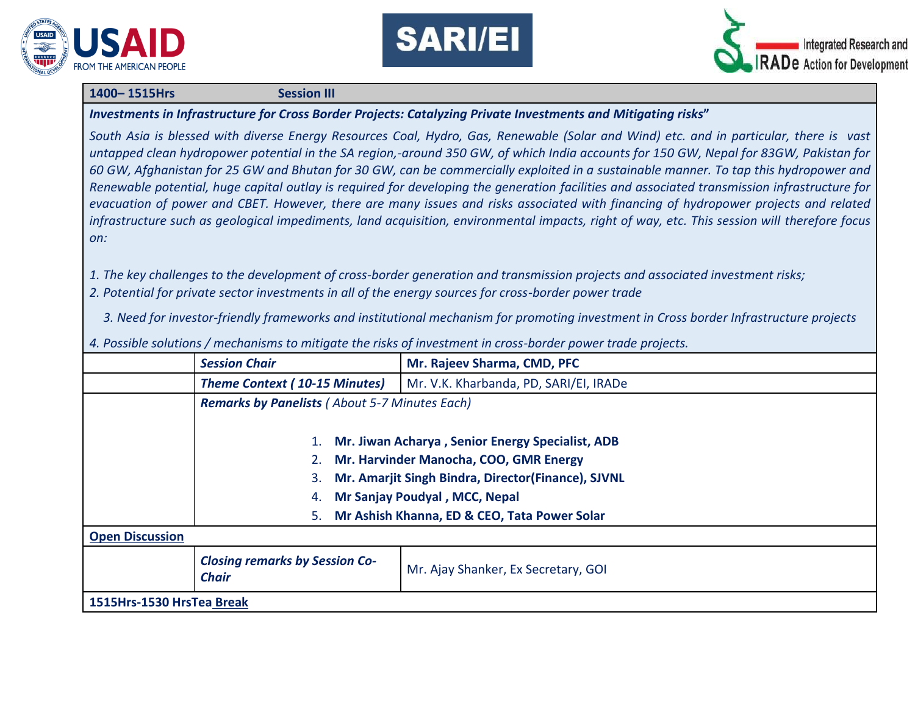| 1400– 1515Hrs | Session III | |
|---|---|---|
| ***Investments in Infrastructure for Cross Border Projects: Catalyzing Private Investments and Mitigating risks"*** | | |
| *South Asia is blessed with diverse Energy Resources Coal, Hydro, Gas, Renewable (Solar and Wind) etc. and in particular, there is vast untapped clean hydropower potential in the SA region,-around 350 GW, of which India accounts for 150 GW, Nepal for 83GW, Pakistan for 60 GW, Afghanistan for 25 GW and Bhutan for 30 GW, can be commercially exploited in a sustainable manner. To tap this hydropower and Renewable potential, huge capital outlay is required for developing the generation facilities and associated transmission infrastructure for evacuation of power and CBET. However, there are many issues and risks associated with financing of hydropower projects and related infrastructure such as geological impediments, land acquisition, environmental impacts, right of way, etc. This session will therefore focus on:* <br><br> *1. The key challenges to the development of cross-border generation and transmission projects and associated investment risks;* <br> *2. Potential for private sector investments in all of the energy sources for cross-border power trade* <br> *3. Need for investor-friendly frameworks and institutional mechanism for promoting investment in Cross border Infrastructure projects* <br> *4. Possible solutions / mechanisms to mitigate the risks of investment in cross-border power trade projects.* | | |
| | ***Session Chair*** | **Mr. Rajeev Sharma, CMD, PFC** |
| | ***Theme Context ( 10-15 Minutes)*** | Mr. V.K. Kharbanda, PD, SARI/EI, IRADe |
| | ***Remarks by Panelists*** *( About 5-7 Minutes Each)* <br><br> 1. **Mr. Jiwan Acharya , Senior Energy Specialist, ADB** <br> 2. **Mr. Harvinder Manocha, COO, GMR Energy** <br> 3. **Mr. Amarjit Singh Bindra, Director(Finance), SJVNL** <br> 4. **Mr Sanjay Poudyal , MCC, Nepal** <br> 5. **Mr Ashish Khanna, ED & CEO, Tata Power Solar** | |
| **Open Discussion** | | |
| | ***Closing remarks by Session Co-Chair*** | Mr. Ajay Shanker, Ex Secretary, GOI |
| **1515Hrs-1530 HrsTea Break** | | |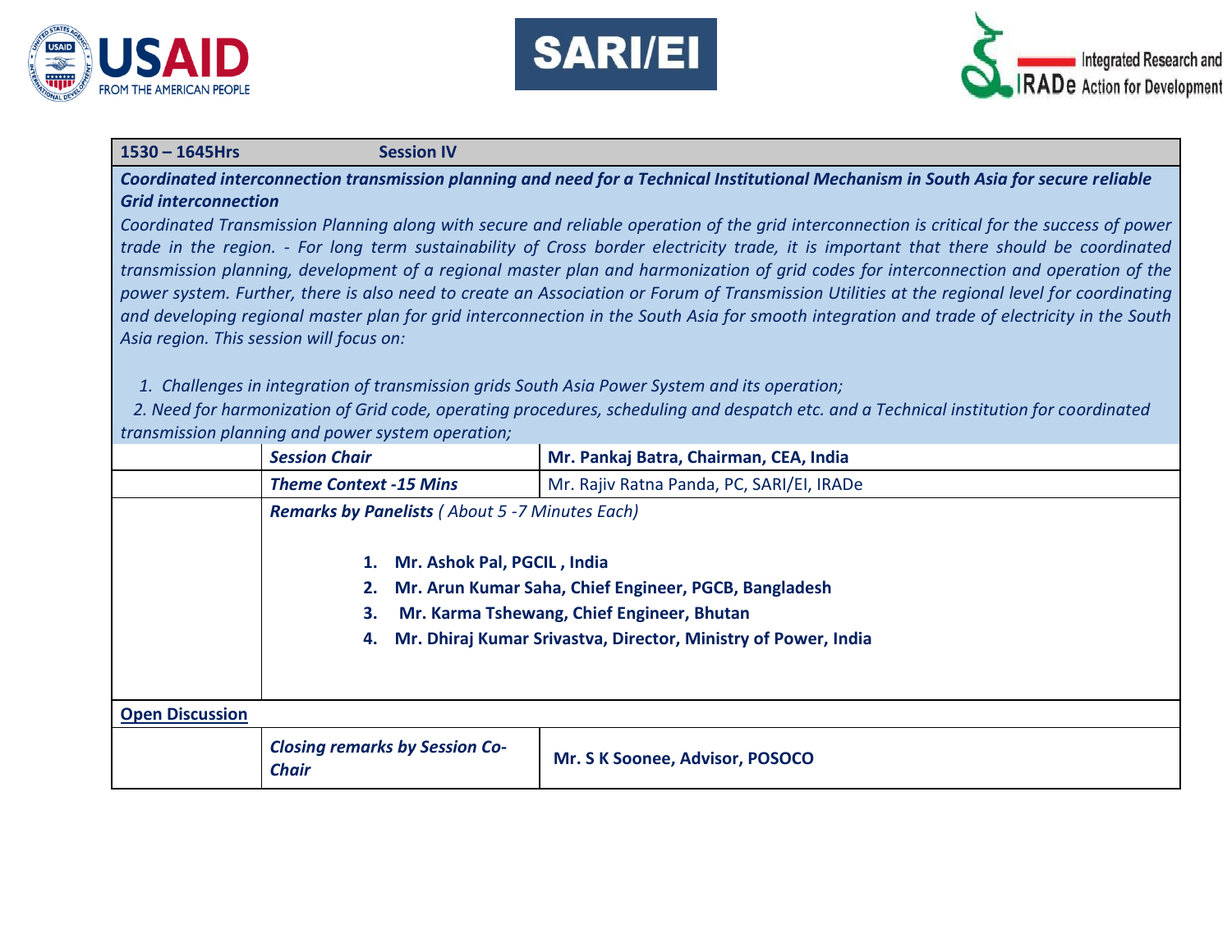| 1530 – 1645Hrs | Session IV | |
|---|---|---|
| ***Coordinated interconnection transmission planning and need for a Technical Institutional Mechanism in South Asia for secure reliable Grid interconnection*** | | |
| *Coordinated Transmission Planning along with secure and reliable operation of the grid interconnection is critical for the success of power trade in the region. - For long term sustainability of Cross border electricity trade, it is important that there should be coordinated transmission planning, development of a regional master plan and harmonization of grid codes for interconnection and operation of the power system. Further, there is also need to create an Association or Forum of Transmission Utilities at the regional level for coordinating and developing regional master plan for grid interconnection in the South Asia for smooth integration and trade of electricity in the South Asia region. This session will focus on:* <br><br> *1. Challenges in integration of transmission grids South Asia Power System and its operation;* <br> *2. Need for harmonization of Grid code, operating procedures, scheduling and despatch etc. and a Technical institution for coordinated transmission planning and power system operation;* | | |
| | ***Session Chair*** | **Mr. Pankaj Batra, Chairman, CEA, India** |
| | ***Theme Context -15 Mins*** | Mr. Rajiv Ratna Panda, PC, SARI/EI, IRADe |
| | ***Remarks by Panelists*** *( About 5 -7 Minutes Each)* <br><br> **1. Mr. Ashok Pal, PGCIL , India** <br> **2. Mr. Arun Kumar Saha, Chief Engineer, PGCB, Bangladesh** <br> **3. Mr. Karma Tshewang, Chief Engineer, Bhutan** <br> **4. Mr. Dhiraj Kumar Srivastva, Director, Ministry of Power, India** | |
| **Open Discussion** | | |
| | ***Closing remarks by Session Co-Chair*** | **Mr. S K Soonee, Advisor, POSOCO** |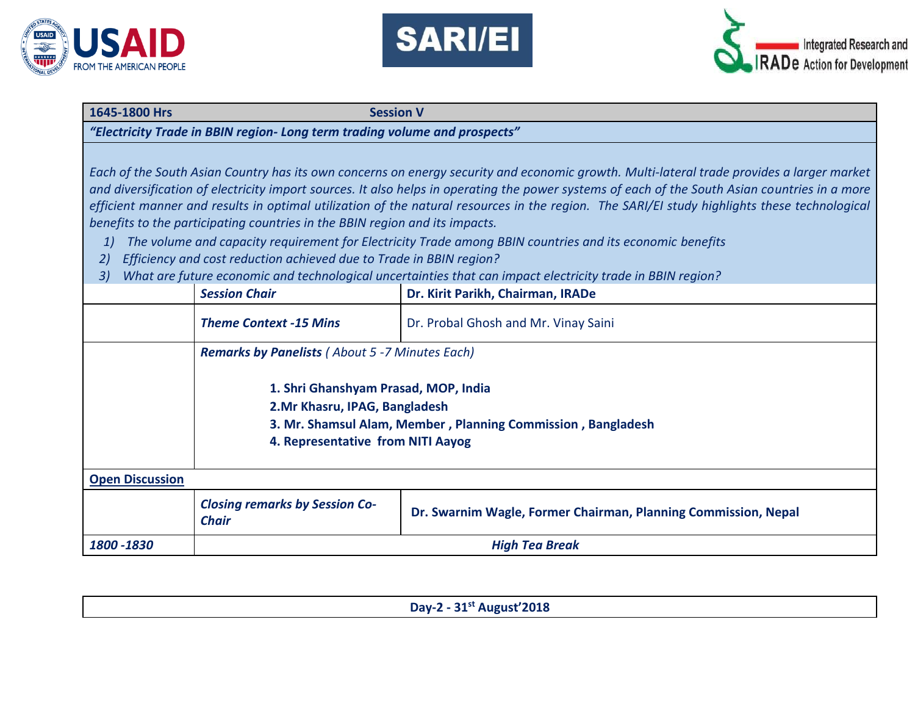| 1645-1800 Hrs | **Session V** | |
|---|---|---|
| ***"Electricity Trade in BBIN region- Long term trading volume and prospects"*** | | |
| *Each of the South Asian Country has its own concerns on energy security and economic growth. Multi-lateral trade provides a larger market and diversification of electricity import sources. It also helps in operating the power systems of each of the South Asian countries in a more efficient manner and results in optimal utilization of the natural resources in the region. The SARI/EI study highlights these technological benefits to the participating countries in the BBIN region and its impacts.*<br>*1) The volume and capacity requirement for Electricity Trade among BBIN countries and its economic benefits*<br>*2) Efficiency and cost reduction achieved due to Trade in BBIN region?*<br>*3) What are future economic and technological uncertainties that can impact electricity trade in BBIN region?* | | |
| | ***Session Chair*** | **Dr. Kirit Parikh, Chairman, IRADe** |
| | ***Theme Context -15 Mins*** | Dr. Probal Ghosh and Mr. Vinay Saini |
| | ***Remarks by Panelists*** *( About 5 -7 Minutes Each)*<br>**1. Shri Ghanshyam Prasad, MOP, India**<br>**2.Mr Khasru, IPAG, Bangladesh**<br>**3. Mr. Shamsul Alam, Member , Planning Commission , Bangladesh**<br>**4. Representative from NITI Aayog** | |
| **Open Discussion** | | |
| | ***Closing remarks by Session Co-Chair*** | **Dr. Swarnim Wagle, Former Chairman, Planning Commission, Nepal** |
| *1800 -1830* | ***High Tea Break*** | |

**Day-2 - 31st August'2018**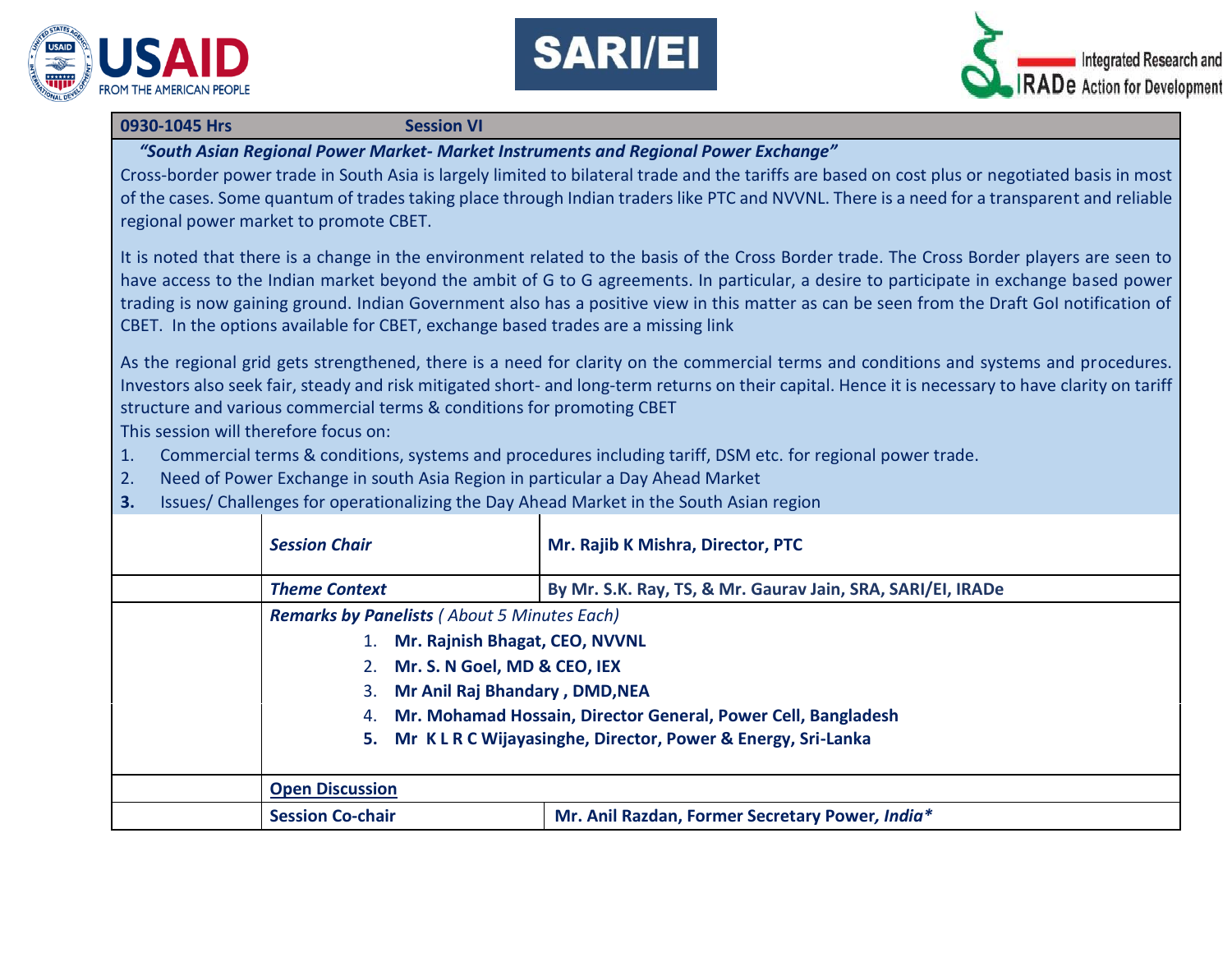| 0930-1045 Hrs | Session VI | | |
|---|---|---|---|

***"South Asian Regional Power Market- Market Instruments and Regional Power Exchange"***

Cross-border power trade in South Asia is largely limited to bilateral trade and the tariffs are based on cost plus or negotiated basis in most of the cases. Some quantum of trades taking place through Indian traders like PTC and NVVNL. There is a need for a transparent and reliable regional power market to promote CBET.

It is noted that there is a change in the environment related to the basis of the Cross Border trade. The Cross Border players are seen to have access to the Indian market beyond the ambit of G to G agreements. In particular, a desire to participate in exchange based power trading is now gaining ground. Indian Government also has a positive view in this matter as can be seen from the Draft GoI notification of CBET. In the options available for CBET, exchange based trades are a missing link

As the regional grid gets strengthened, there is a need for clarity on the commercial terms and conditions and systems and procedures. Investors also seek fair, steady and risk mitigated short- and long-term returns on their capital. Hence it is necessary to have clarity on tariff structure and various commercial terms & conditions for promoting CBET

This session will therefore focus on:

1. Commercial terms & conditions, systems and procedures including tariff, DSM etc. for regional power trade.
2. Need of Power Exchange in south Asia Region in particular a Day Ahead Market
3. Issues/ Challenges for operationalizing the Day Ahead Market in the South Asian region

| | | |
|---|---|---|
| | ***Session Chair*** | **Mr. Rajib K Mishra, Director, PTC** |
| | ***Theme Context*** | **By Mr. S.K. Ray, TS, & Mr. Gaurav Jain, SRA, SARI/EI, IRADe** |
| | ***Remarks by Panelists*** *( About 5 Minutes Each)*<br>1. **Mr. Rajnish Bhagat, CEO, NVVNL**<br>2. **Mr. S. N Goel, MD & CEO, IEX**<br>3. **Mr Anil Raj Bhandary , DMD,NEA**<br>4. **Mr. Mohamad Hossain, Director General, Power Cell, Bangladesh**<br>5. **Mr K L R C Wijayasinghe, Director, Power & Energy, Sri-Lanka** | |
| | **Open Discussion** | |
| | **Session Co-chair** | **Mr. Anil Razdan, Former Secretary Power, *India**** |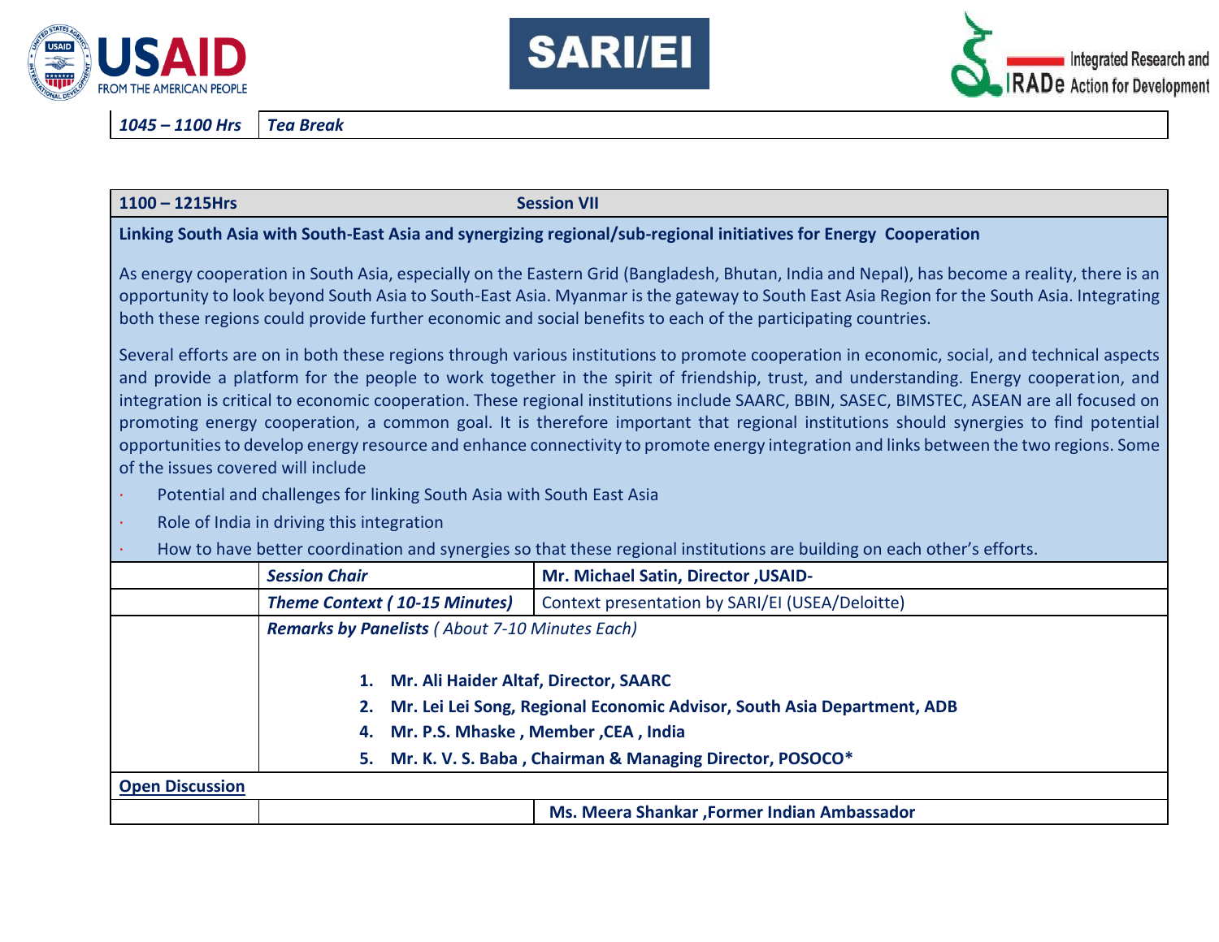| 1045 – 1100 Hrs | Tea Break |
|---|---|

| 1100 – 1215Hrs | Session VII | |
|---|---|---|
| **Linking South Asia with South-East Asia and synergizing regional/sub-regional initiatives for Energy Cooperation** | | |
| As energy cooperation in South Asia, especially on the Eastern Grid (Bangladesh, Bhutan, India and Nepal), has become a reality, there is an opportunity to look beyond South Asia to South-East Asia. Myanmar is the gateway to South East Asia Region for the South Asia. Integrating both these regions could provide further economic and social benefits to each of the participating countries.<br><br>Several efforts are on in both these regions through various institutions to promote cooperation in economic, social, and technical aspects and provide a platform for the people to work together in the spirit of friendship, trust, and understanding. Energy cooperation, and integration is critical to economic cooperation. These regional institutions include SAARC, BBIN, SASEC, BIMSTEC, ASEAN are all focused on promoting energy cooperation, a common goal. It is therefore important that regional institutions should synergies to find potential opportunities to develop energy resource and enhance connectivity to promote energy integration and links between the two regions. Some of the issues covered will include<br>· Potential and challenges for linking South Asia with South East Asia<br>· Role of India in driving this integration<br>· How to have better coordination and synergies so that these regional institutions are building on each other's efforts. | | |
| | ***Session Chair*** | **Mr. Michael Satin, Director ,USAID-** |
| | ***Theme Context ( 10-15 Minutes)*** | Context presentation by SARI/EI (USEA/Deloitte) |
| | ***Remarks by Panelists*** *( About 7-10 Minutes Each)*<br><br>1. **Mr. Ali Haider Altaf, Director, SAARC**<br>2. **Mr. Lei Lei Song, Regional Economic Advisor, South Asia Department, ADB**<br>4. **Mr. P.S. Mhaske , Member ,CEA , India**<br>5. **Mr. K. V. S. Baba , Chairman & Managing Director, POSOCO*** | |
| **Open Discussion** | | |
| | | **Ms. Meera Shankar ,Former Indian Ambassador** |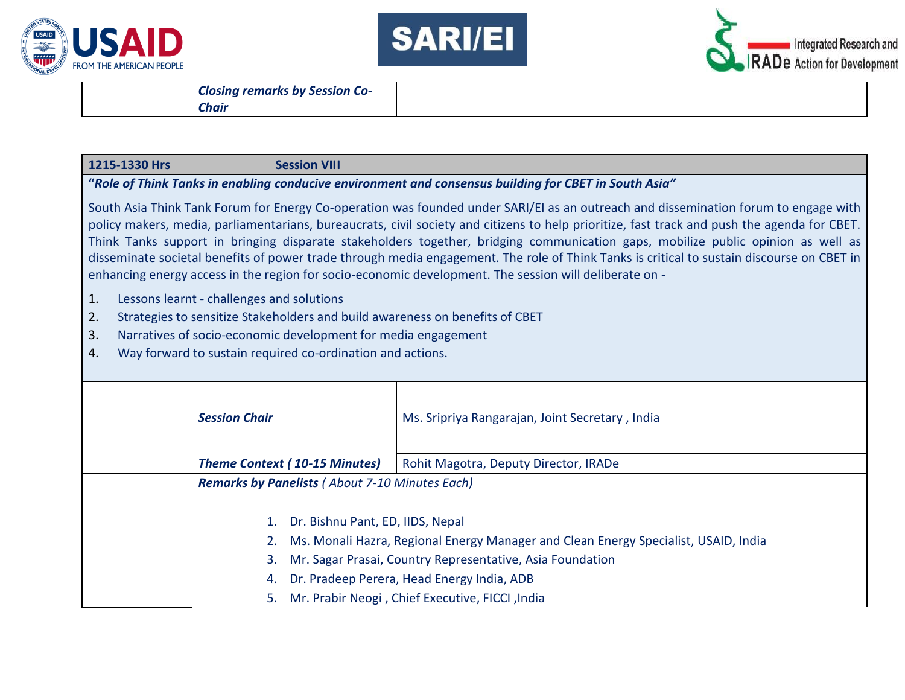| | ***Closing remarks by Session Co-Chair*** | |
|---|---|---|

| **1215-1330 Hrs** | **Session VIII** | |
|---|---|---|

**"*Role of Think Tanks in enabling conducive environment and consensus building for CBET in South Asia*"**

South Asia Think Tank Forum for Energy Co-operation was founded under SARI/EI as an outreach and dissemination forum to engage with policy makers, media, parliamentarians, bureaucrats, civil society and citizens to help prioritize, fast track and push the agenda for CBET. Think Tanks support in bringing disparate stakeholders together, bridging communication gaps, mobilize public opinion as well as disseminate societal benefits of power trade through media engagement. The role of Think Tanks is critical to sustain discourse on CBET in enhancing energy access in the region for socio-economic development. The session will deliberate on -

1. Lessons learnt - challenges and solutions
2. Strategies to sensitize Stakeholders and build awareness on benefits of CBET
3. Narratives of socio-economic development for media engagement
4. Way forward to sustain required co-ordination and actions.

| | | |
|---|---|---|
| | ***Session Chair*** | Ms. Sripriya Rangarajan, Joint Secretary , India |
| | ***Theme Context ( 10-15 Minutes)*** | Rohit Magotra, Deputy Director, IRADe |
| | ***Remarks by Panelists** ( About 7-10 Minutes Each)*<br><br>1. Dr. Bishnu Pant, ED, IIDS, Nepal<br>2. Ms. Monali Hazra, Regional Energy Manager and Clean Energy Specialist, USAID, India<br>3. Mr. Sagar Prasai, Country Representative, Asia Foundation<br>4. Dr. Pradeep Perera, Head Energy India, ADB<br>5. Mr. Prabir Neogi , Chief Executive, FICCI ,India | |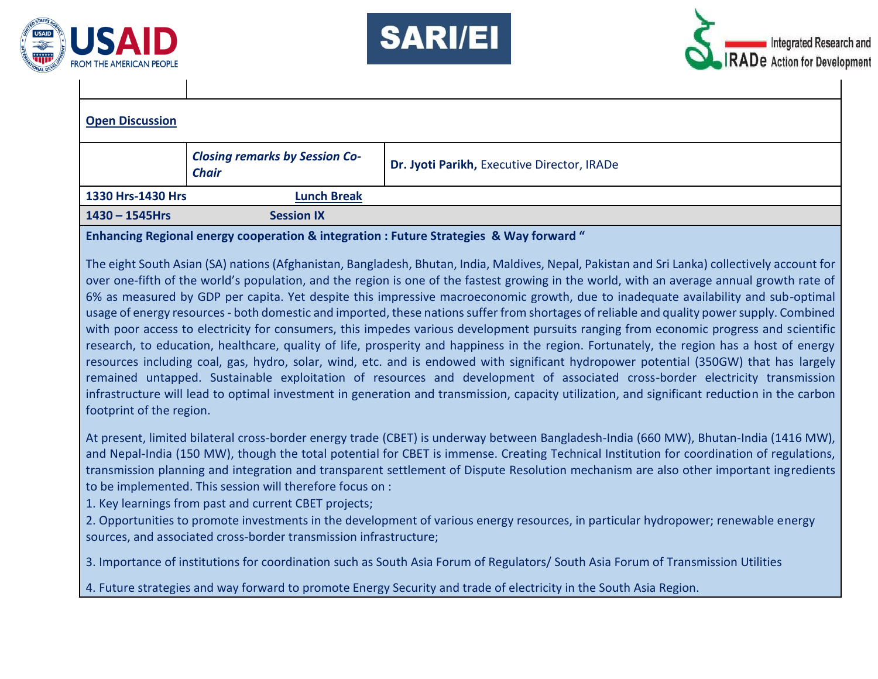| | |
|---|---|
| | |

**Open Discussion**

| | | |
|---|---|---|
| | ***Closing remarks by Session Co-Chair*** | **Dr. Jyoti Parikh,** Executive Director, IRADe |
| **1330 Hrs-1430 Hrs** | **Lunch Break** | |
| **1430 – 1545Hrs** | **Session IX** | |

**Enhancing Regional energy cooperation & integration : Future Strategies & Way forward "**

The eight South Asian (SA) nations (Afghanistan, Bangladesh, Bhutan, India, Maldives, Nepal, Pakistan and Sri Lanka) collectively account for over one-fifth of the world's population, and the region is one of the fastest growing in the world, with an average annual growth rate of 6% as measured by GDP per capita. Yet despite this impressive macroeconomic growth, due to inadequate availability and sub-optimal usage of energy resources - both domestic and imported, these nations suffer from shortages of reliable and quality power supply. Combined with poor access to electricity for consumers, this impedes various development pursuits ranging from economic progress and scientific research, to education, healthcare, quality of life, prosperity and happiness in the region. Fortunately, the region has a host of energy resources including coal, gas, hydro, solar, wind, etc. and is endowed with significant hydropower potential (350GW) that has largely remained untapped. Sustainable exploitation of resources and development of associated cross-border electricity transmission infrastructure will lead to optimal investment in generation and transmission, capacity utilization, and significant reduction in the carbon footprint of the region.

At present, limited bilateral cross-border energy trade (CBET) is underway between Bangladesh-India (660 MW), Bhutan-India (1416 MW), and Nepal-India (150 MW), though the total potential for CBET is immense. Creating Technical Institution for coordination of regulations, transmission planning and integration and transparent settlement of Dispute Resolution mechanism are also other important ingredients to be implemented. This session will therefore focus on :

1. Key learnings from past and current CBET projects;
2. Opportunities to promote investments in the development of various energy resources, in particular hydropower; renewable energy sources, and associated cross-border transmission infrastructure;
3. Importance of institutions for coordination such as South Asia Forum of Regulators/ South Asia Forum of Transmission Utilities
4. Future strategies and way forward to promote Energy Security and trade of electricity in the South Asia Region.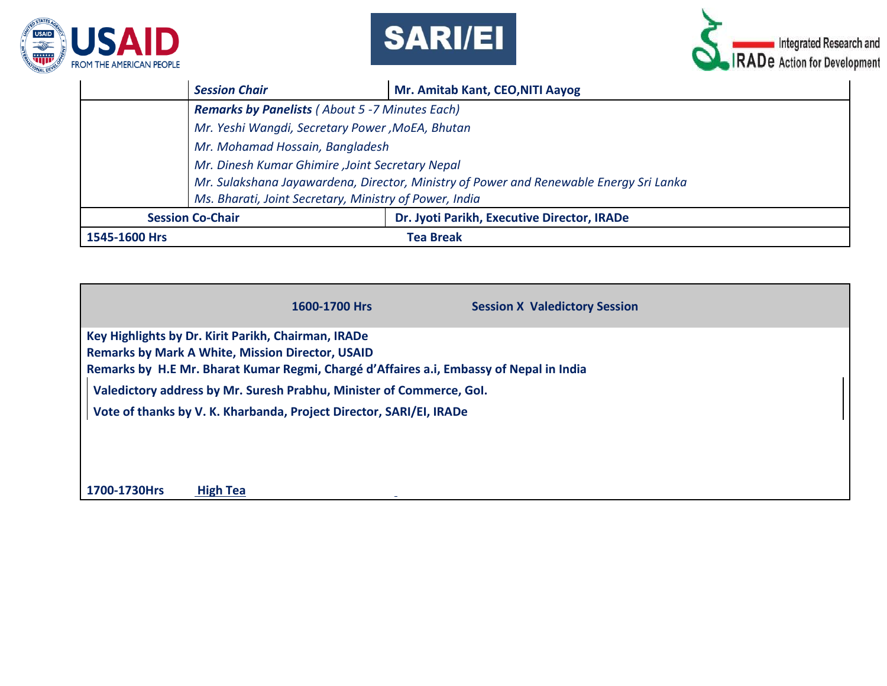| | | |
|---|---|---|
| | ***Session Chair*** | **Mr. Amitab Kant, CEO,NITI Aayog** |
| | ***Remarks by Panelists*** *( About 5 -7 Minutes Each)*<br>*Mr. Yeshi Wangdi, Secretary Power ,MoEA, Bhutan*<br>*Mr. Mohamad Hossain, Bangladesh*<br>*Mr. Dinesh Kumar Ghimire ,Joint Secretary Nepal*<br>*Mr. Sulakshana Jayawardena, Director, Ministry of Power and Renewable Energy Sri Lanka*<br>*Ms. Bharati, Joint Secretary, Ministry of Power, India* | |
| **Session Co-Chair** | | **Dr. Jyoti Parikh, Executive Director, IRADe** |
| **1545-1600 Hrs** | **Tea Break** | |

| **1600-1700 Hrs** | **Session X Valedictory Session** |
|---|---|
| **Key Highlights by Dr. Kirit Parikh, Chairman, IRADe**<br>**Remarks by Mark A White, Mission Director, USAID**<br>**Remarks by H.E Mr. Bharat Kumar Regmi, Chargé d'Affaires a.i, Embassy of Nepal in India**<br>**Valedictory address by Mr. Suresh Prabhu, Minister of Commerce, GoI.**<br>**Vote of thanks by V. K. Kharbanda, Project Director, SARI/EI, IRADe** | |
| **1700-1730Hrs** | **High Tea** |